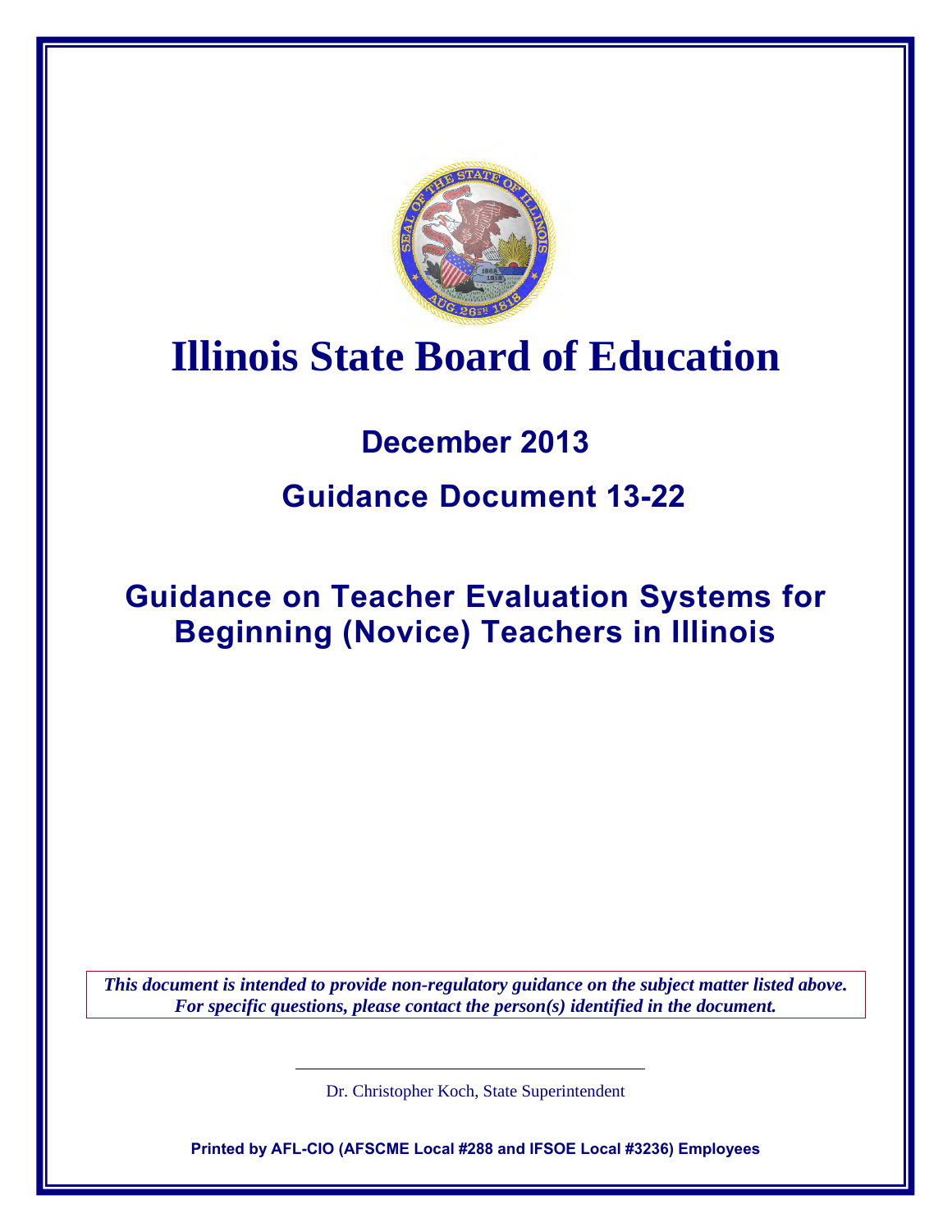# Illinois State Board of Education

## December 2013

## Guidance Document 13-22

## Guidance on Teacher Evaluation Systems for Beginning (Novice) Teachers in Illinois

*This document is intended to provide non-regulatory guidance on the subject matter listed above. For specific questions, please contact the person(s) identified in the document.*

Dr. Christopher Koch, State Superintendent

**Printed by AFL-CIO (AFSCME Local #288 and IFSOE Local #3236) Employees**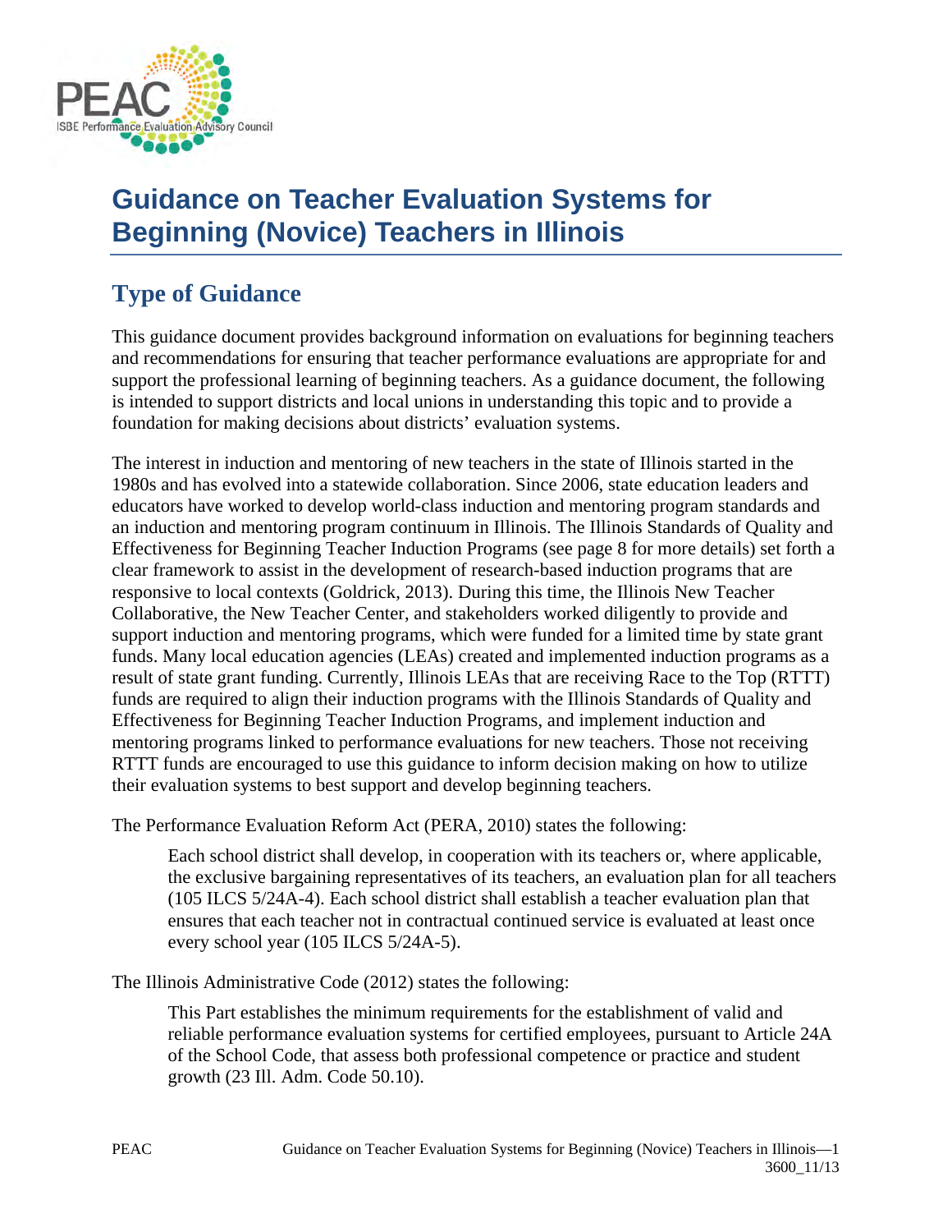# Guidance on Teacher Evaluation Systems for Beginning (Novice) Teachers in Illinois

## Type of Guidance

This guidance document provides background information on evaluations for beginning teachers and recommendations for ensuring that teacher performance evaluations are appropriate for and support the professional learning of beginning teachers. As a guidance document, the following is intended to support districts and local unions in understanding this topic and to provide a foundation for making decisions about districts' evaluation systems.

The interest in induction and mentoring of new teachers in the state of Illinois started in the 1980s and has evolved into a statewide collaboration. Since 2006, state education leaders and educators have worked to develop world-class induction and mentoring program standards and an induction and mentoring program continuum in Illinois. The Illinois Standards of Quality and Effectiveness for Beginning Teacher Induction Programs (see page 8 for more details) set forth a clear framework to assist in the development of research-based induction programs that are responsive to local contexts (Goldrick, 2013). During this time, the Illinois New Teacher Collaborative, the New Teacher Center, and stakeholders worked diligently to provide and support induction and mentoring programs, which were funded for a limited time by state grant funds. Many local education agencies (LEAs) created and implemented induction programs as a result of state grant funding. Currently, Illinois LEAs that are receiving Race to the Top (RTTT) funds are required to align their induction programs with the Illinois Standards of Quality and Effectiveness for Beginning Teacher Induction Programs, and implement induction and mentoring programs linked to performance evaluations for new teachers. Those not receiving RTTT funds are encouraged to use this guidance to inform decision making on how to utilize their evaluation systems to best support and develop beginning teachers.

The Performance Evaluation Reform Act (PERA, 2010) states the following:

> Each school district shall develop, in cooperation with its teachers or, where applicable, the exclusive bargaining representatives of its teachers, an evaluation plan for all teachers (105 ILCS 5/24A-4). Each school district shall establish a teacher evaluation plan that ensures that each teacher not in contractual continued service is evaluated at least once every school year (105 ILCS 5/24A-5).

The Illinois Administrative Code (2012) states the following:

> This Part establishes the minimum requirements for the establishment of valid and reliable performance evaluation systems for certified employees, pursuant to Article 24A of the School Code, that assess both professional competence or practice and student growth (23 Ill. Adm. Code 50.10).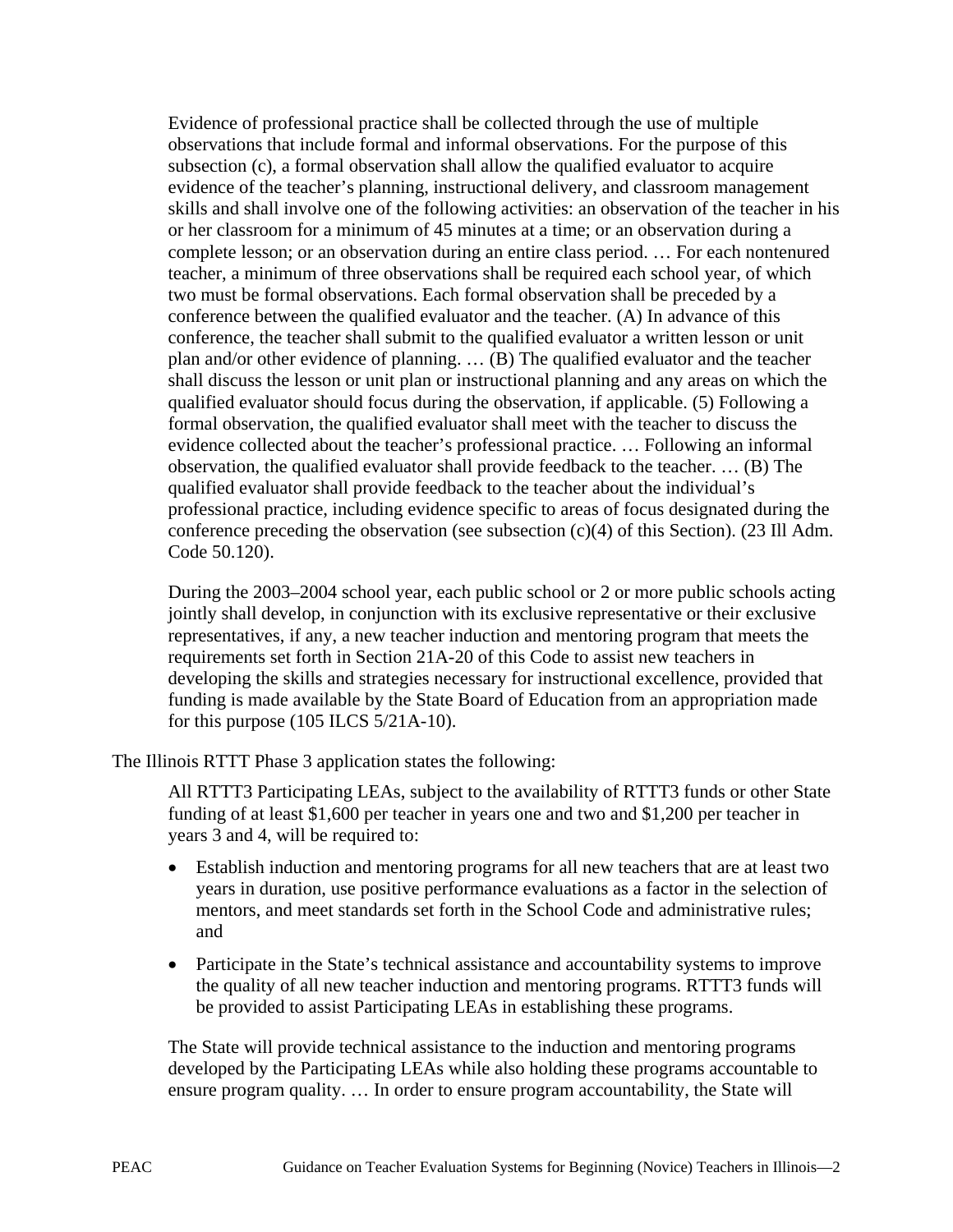> Evidence of professional practice shall be collected through the use of multiple observations that include formal and informal observations. For the purpose of this subsection (c), a formal observation shall allow the qualified evaluator to acquire evidence of the teacher's planning, instructional delivery, and classroom management skills and shall involve one of the following activities: an observation of the teacher in his or her classroom for a minimum of 45 minutes at a time; or an observation during a complete lesson; or an observation during an entire class period. … For each nontenured teacher, a minimum of three observations shall be required each school year, of which two must be formal observations. Each formal observation shall be preceded by a conference between the qualified evaluator and the teacher. (A) In advance of this conference, the teacher shall submit to the qualified evaluator a written lesson or unit plan and/or other evidence of planning. … (B) The qualified evaluator and the teacher shall discuss the lesson or unit plan or instructional planning and any areas on which the qualified evaluator should focus during the observation, if applicable. (5) Following a formal observation, the qualified evaluator shall meet with the teacher to discuss the evidence collected about the teacher's professional practice. … Following an informal observation, the qualified evaluator shall provide feedback to the teacher. … (B) The qualified evaluator shall provide feedback to the teacher about the individual's professional practice, including evidence specific to areas of focus designated during the conference preceding the observation (see subsection (c)(4) of this Section). (23 Ill Adm. Code 50.120).

> During the 2003–2004 school year, each public school or 2 or more public schools acting jointly shall develop, in conjunction with its exclusive representative or their exclusive representatives, if any, a new teacher induction and mentoring program that meets the requirements set forth in Section 21A-20 of this Code to assist new teachers in developing the skills and strategies necessary for instructional excellence, provided that funding is made available by the State Board of Education from an appropriation made for this purpose (105 ILCS 5/21A-10).

The Illinois RTTT Phase 3 application states the following:

> All RTTT3 Participating LEAs, subject to the availability of RTTT3 funds or other State funding of at least $1,600 per teacher in years one and two and $1,200 per teacher in years 3 and 4, will be required to:
>
> - Establish induction and mentoring programs for all new teachers that are at least two years in duration, use positive performance evaluations as a factor in the selection of mentors, and meet standards set forth in the School Code and administrative rules; and
> - Participate in the State's technical assistance and accountability systems to improve the quality of all new teacher induction and mentoring programs. RTTT3 funds will be provided to assist Participating LEAs in establishing these programs.
>
> The State will provide technical assistance to the induction and mentoring programs developed by the Participating LEAs while also holding these programs accountable to ensure program quality. … In order to ensure program accountability, the State will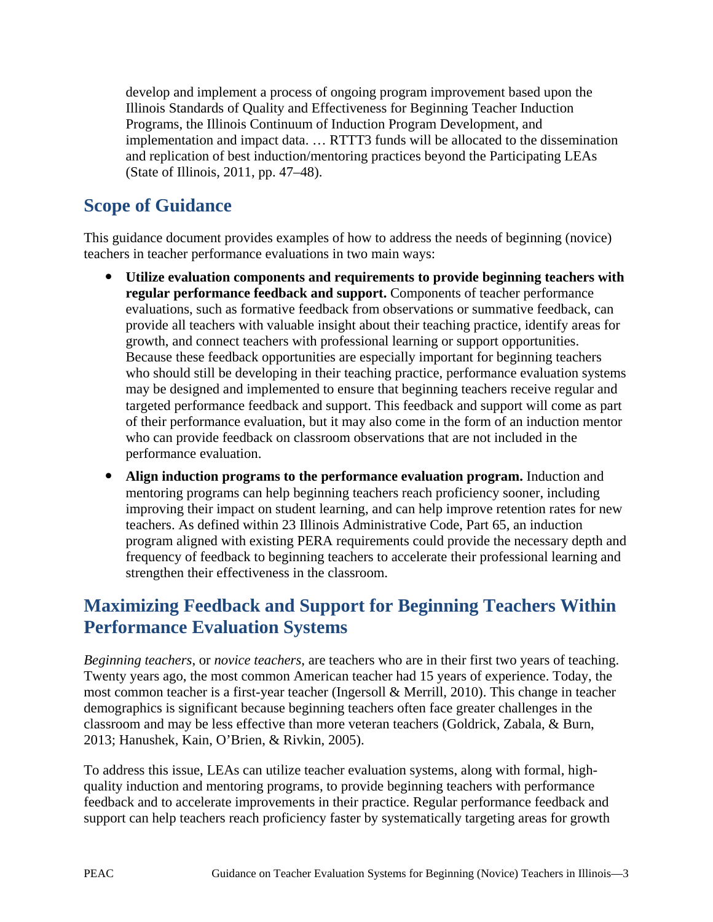develop and implement a process of ongoing program improvement based upon the Illinois Standards of Quality and Effectiveness for Beginning Teacher Induction Programs, the Illinois Continuum of Induction Program Development, and implementation and impact data. … RTTT3 funds will be allocated to the dissemination and replication of best induction/mentoring practices beyond the Participating LEAs (State of Illinois, 2011, pp. 47–48).

## Scope of Guidance

This guidance document provides examples of how to address the needs of beginning (novice) teachers in teacher performance evaluations in two main ways:

- **Utilize evaluation components and requirements to provide beginning teachers with regular performance feedback and support.** Components of teacher performance evaluations, such as formative feedback from observations or summative feedback, can provide all teachers with valuable insight about their teaching practice, identify areas for growth, and connect teachers with professional learning or support opportunities. Because these feedback opportunities are especially important for beginning teachers who should still be developing in their teaching practice, performance evaluation systems may be designed and implemented to ensure that beginning teachers receive regular and targeted performance feedback and support. This feedback and support will come as part of their performance evaluation, but it may also come in the form of an induction mentor who can provide feedback on classroom observations that are not included in the performance evaluation.
- **Align induction programs to the performance evaluation program.** Induction and mentoring programs can help beginning teachers reach proficiency sooner, including improving their impact on student learning, and can help improve retention rates for new teachers. As defined within 23 Illinois Administrative Code, Part 65, an induction program aligned with existing PERA requirements could provide the necessary depth and frequency of feedback to beginning teachers to accelerate their professional learning and strengthen their effectiveness in the classroom.

## Maximizing Feedback and Support for Beginning Teachers Within Performance Evaluation Systems

*Beginning teachers*, or *novice teachers*, are teachers who are in their first two years of teaching. Twenty years ago, the most common American teacher had 15 years of experience. Today, the most common teacher is a first-year teacher (Ingersoll & Merrill, 2010). This change in teacher demographics is significant because beginning teachers often face greater challenges in the classroom and may be less effective than more veteran teachers (Goldrick, Zabala, & Burn, 2013; Hanushek, Kain, O'Brien, & Rivkin, 2005).

To address this issue, LEAs can utilize teacher evaluation systems, along with formal, high-quality induction and mentoring programs, to provide beginning teachers with performance feedback and to accelerate improvements in their practice. Regular performance feedback and support can help teachers reach proficiency faster by systematically targeting areas for growth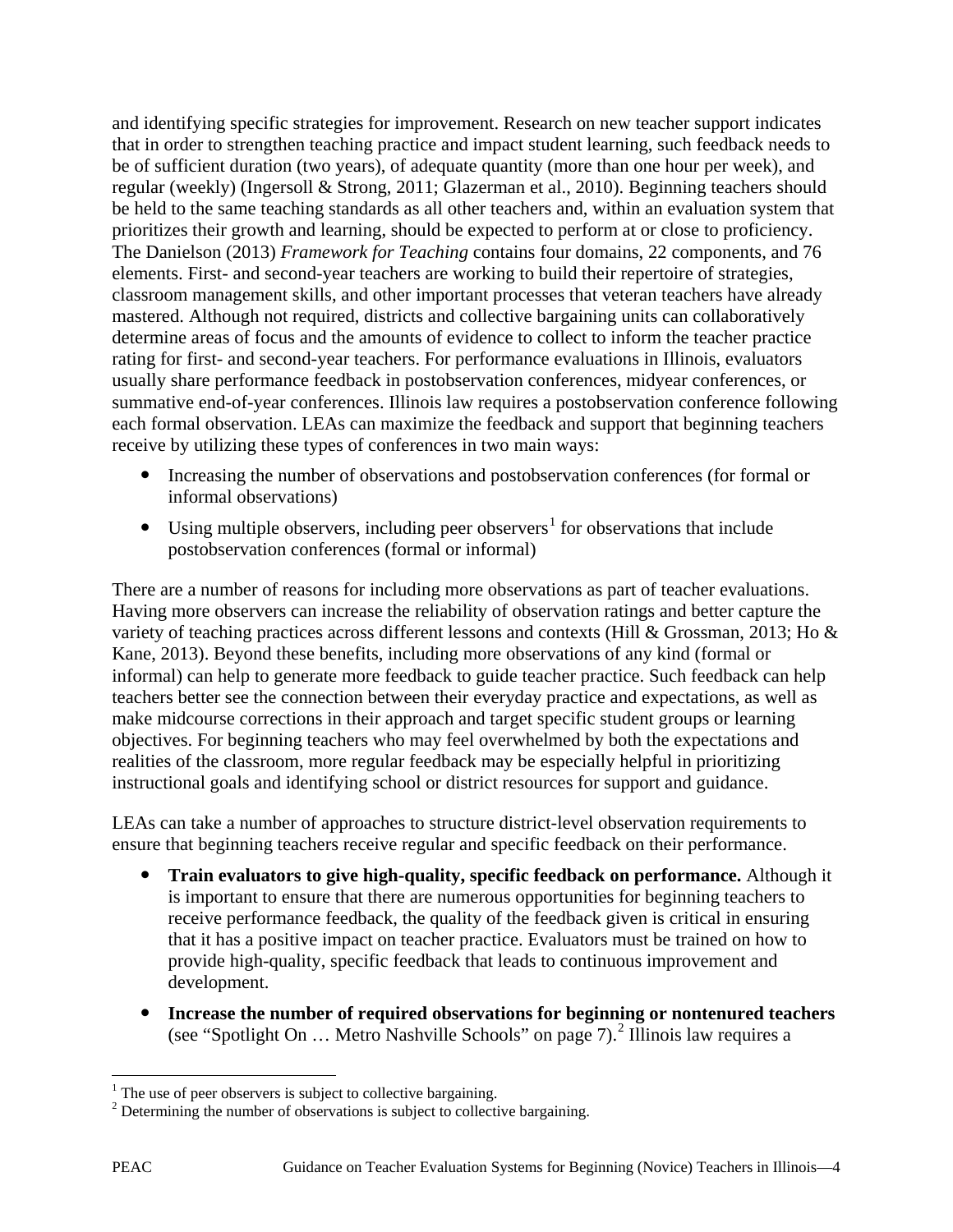and identifying specific strategies for improvement. Research on new teacher support indicates that in order to strengthen teaching practice and impact student learning, such feedback needs to be of sufficient duration (two years), of adequate quantity (more than one hour per week), and regular (weekly) (Ingersoll & Strong, 2011; Glazerman et al., 2010). Beginning teachers should be held to the same teaching standards as all other teachers and, within an evaluation system that prioritizes their growth and learning, should be expected to perform at or close to proficiency. The Danielson (2013) *Framework for Teaching* contains four domains, 22 components, and 76 elements. First- and second-year teachers are working to build their repertoire of strategies, classroom management skills, and other important processes that veteran teachers have already mastered. Although not required, districts and collective bargaining units can collaboratively determine areas of focus and the amounts of evidence to collect to inform the teacher practice rating for first- and second-year teachers. For performance evaluations in Illinois, evaluators usually share performance feedback in postobservation conferences, midyear conferences, or summative end-of-year conferences. Illinois law requires a postobservation conference following each formal observation. LEAs can maximize the feedback and support that beginning teachers receive by utilizing these types of conferences in two main ways:

- Increasing the number of observations and postobservation conferences (for formal or informal observations)
- Using multiple observers, including peer observers[1] for observations that include postobservation conferences (formal or informal)

There are a number of reasons for including more observations as part of teacher evaluations. Having more observers can increase the reliability of observation ratings and better capture the variety of teaching practices across different lessons and contexts (Hill & Grossman, 2013; Ho & Kane, 2013). Beyond these benefits, including more observations of any kind (formal or informal) can help to generate more feedback to guide teacher practice. Such feedback can help teachers better see the connection between their everyday practice and expectations, as well as make midcourse corrections in their approach and target specific student groups or learning objectives. For beginning teachers who may feel overwhelmed by both the expectations and realities of the classroom, more regular feedback may be especially helpful in prioritizing instructional goals and identifying school or district resources for support and guidance.

LEAs can take a number of approaches to structure district-level observation requirements to ensure that beginning teachers receive regular and specific feedback on their performance.

- **Train evaluators to give high-quality, specific feedback on performance.** Although it is important to ensure that there are numerous opportunities for beginning teachers to receive performance feedback, the quality of the feedback given is critical in ensuring that it has a positive impact on teacher practice. Evaluators must be trained on how to provide high-quality, specific feedback that leads to continuous improvement and development.
- **Increase the number of required observations for beginning or nontenured teachers** (see "Spotlight On … Metro Nashville Schools" on page 7).[2] Illinois law requires a

[1] The use of peer observers is subject to collective bargaining.

[2] Determining the number of observations is subject to collective bargaining.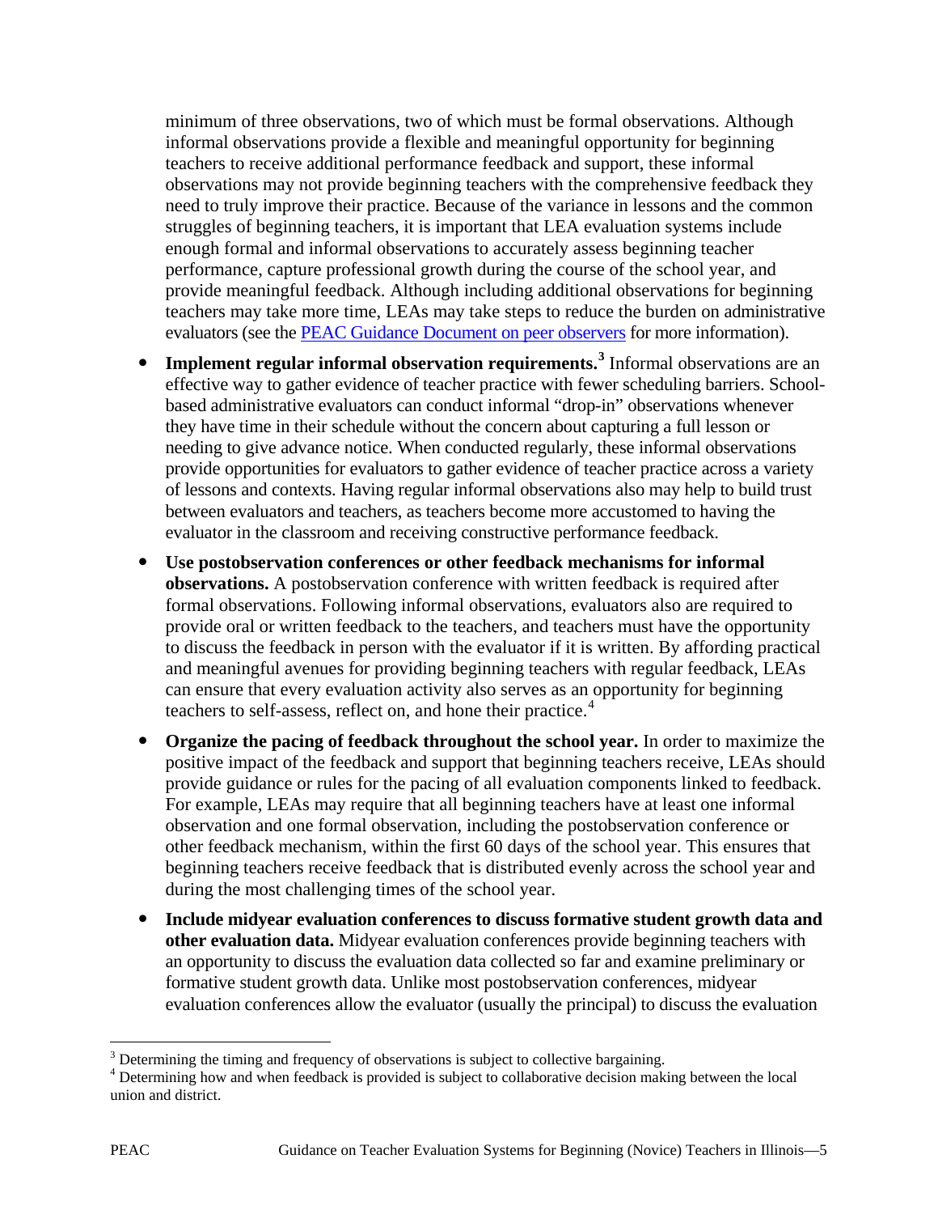minimum of three observations, two of which must be formal observations. Although informal observations provide a flexible and meaningful opportunity for beginning teachers to receive additional performance feedback and support, these informal observations may not provide beginning teachers with the comprehensive feedback they need to truly improve their practice. Because of the variance in lessons and the common struggles of beginning teachers, it is important that LEA evaluation systems include enough formal and informal observations to accurately assess beginning teacher performance, capture professional growth during the course of the school year, and provide meaningful feedback. Although including additional observations for beginning teachers may take more time, LEAs may take steps to reduce the burden on administrative evaluators (see the PEAC Guidance Document on peer observers for more information).

- **Implement regular informal observation requirements.**[3] Informal observations are an effective way to gather evidence of teacher practice with fewer scheduling barriers. School-based administrative evaluators can conduct informal "drop-in" observations whenever they have time in their schedule without the concern about capturing a full lesson or needing to give advance notice. When conducted regularly, these informal observations provide opportunities for evaluators to gather evidence of teacher practice across a variety of lessons and contexts. Having regular informal observations also may help to build trust between evaluators and teachers, as teachers become more accustomed to having the evaluator in the classroom and receiving constructive performance feedback.
- **Use postobservation conferences or other feedback mechanisms for informal observations.** A postobservation conference with written feedback is required after formal observations. Following informal observations, evaluators also are required to provide oral or written feedback to the teachers, and teachers must have the opportunity to discuss the feedback in person with the evaluator if it is written. By affording practical and meaningful avenues for providing beginning teachers with regular feedback, LEAs can ensure that every evaluation activity also serves as an opportunity for beginning teachers to self-assess, reflect on, and hone their practice.[4]
- **Organize the pacing of feedback throughout the school year.** In order to maximize the positive impact of the feedback and support that beginning teachers receive, LEAs should provide guidance or rules for the pacing of all evaluation components linked to feedback. For example, LEAs may require that all beginning teachers have at least one informal observation and one formal observation, including the postobservation conference or other feedback mechanism, within the first 60 days of the school year. This ensures that beginning teachers receive feedback that is distributed evenly across the school year and during the most challenging times of the school year.
- **Include midyear evaluation conferences to discuss formative student growth data and other evaluation data.** Midyear evaluation conferences provide beginning teachers with an opportunity to discuss the evaluation data collected so far and examine preliminary or formative student growth data. Unlike most postobservation conferences, midyear evaluation conferences allow the evaluator (usually the principal) to discuss the evaluation

---

[3] Determining the timing and frequency of observations is subject to collective bargaining.

[4] Determining how and when feedback is provided is subject to collaborative decision making between the local union and district.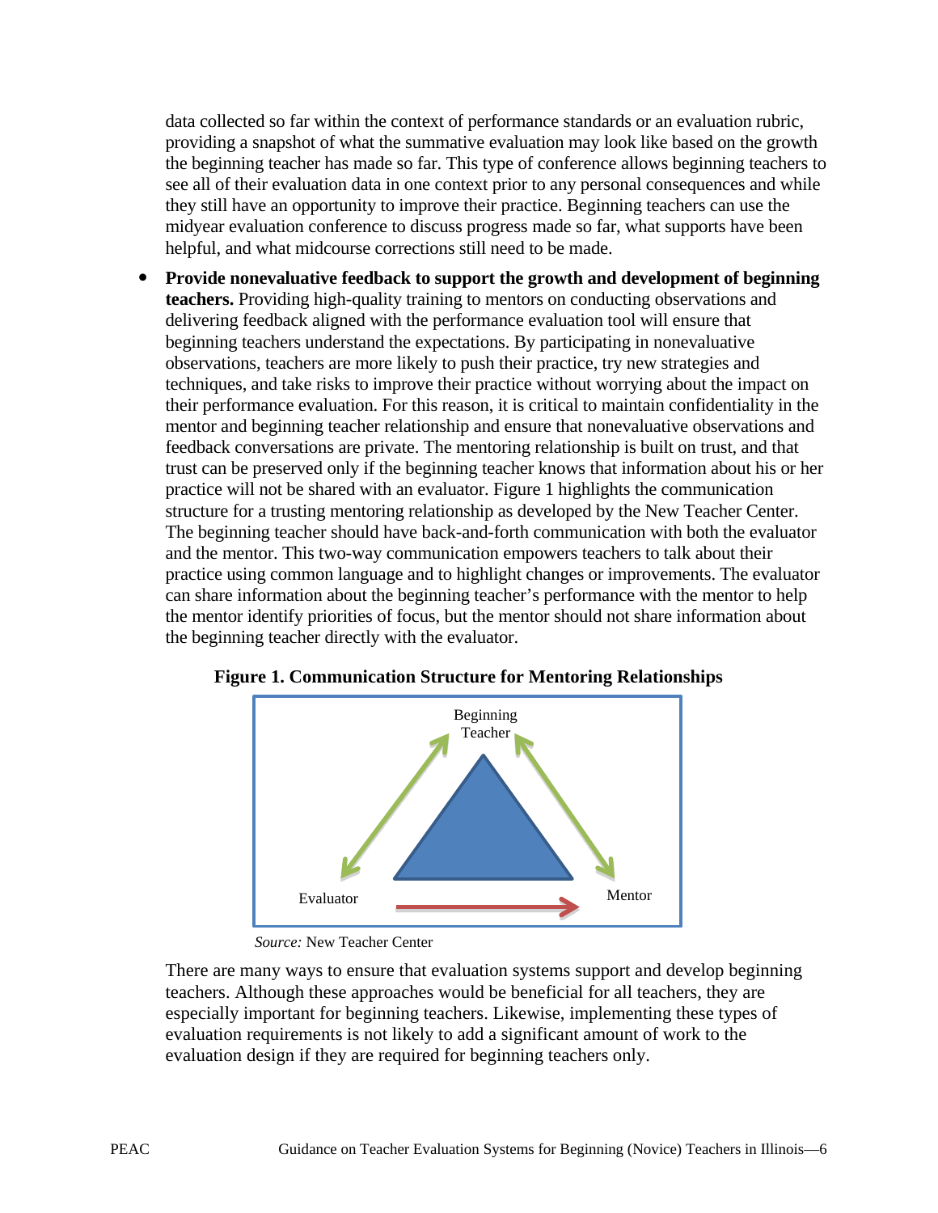data collected so far within the context of performance standards or an evaluation rubric, providing a snapshot of what the summative evaluation may look like based on the growth the beginning teacher has made so far. This type of conference allows beginning teachers to see all of their evaluation data in one context prior to any personal consequences and while they still have an opportunity to improve their practice. Beginning teachers can use the midyear evaluation conference to discuss progress made so far, what supports have been helpful, and what midcourse corrections still need to be made.

- **Provide nonevaluative feedback to support the growth and development of beginning teachers.** Providing high-quality training to mentors on conducting observations and delivering feedback aligned with the performance evaluation tool will ensure that beginning teachers understand the expectations. By participating in nonevaluative observations, teachers are more likely to push their practice, try new strategies and techniques, and take risks to improve their practice without worrying about the impact on their performance evaluation. For this reason, it is critical to maintain confidentiality in the mentor and beginning teacher relationship and ensure that nonevaluative observations and feedback conversations are private. The mentoring relationship is built on trust, and that trust can be preserved only if the beginning teacher knows that information about his or her practice will not be shared with an evaluator. Figure 1 highlights the communication structure for a trusting mentoring relationship as developed by the New Teacher Center. The beginning teacher should have back-and-forth communication with both the evaluator and the mentor. This two-way communication empowers teachers to talk about their practice using common language and to highlight changes or improvements. The evaluator can share information about the beginning teacher's performance with the mentor to help the mentor identify priorities of focus, but the mentor should not share information about the beginning teacher directly with the evaluator.

**Figure 1. Communication Structure for Mentoring Relationships**

Beginning Teacher

Evaluator

Mentor

*Source:* New Teacher Center

There are many ways to ensure that evaluation systems support and develop beginning teachers. Although these approaches would be beneficial for all teachers, they are especially important for beginning teachers. Likewise, implementing these types of evaluation requirements is not likely to add a significant amount of work to the evaluation design if they are required for beginning teachers only.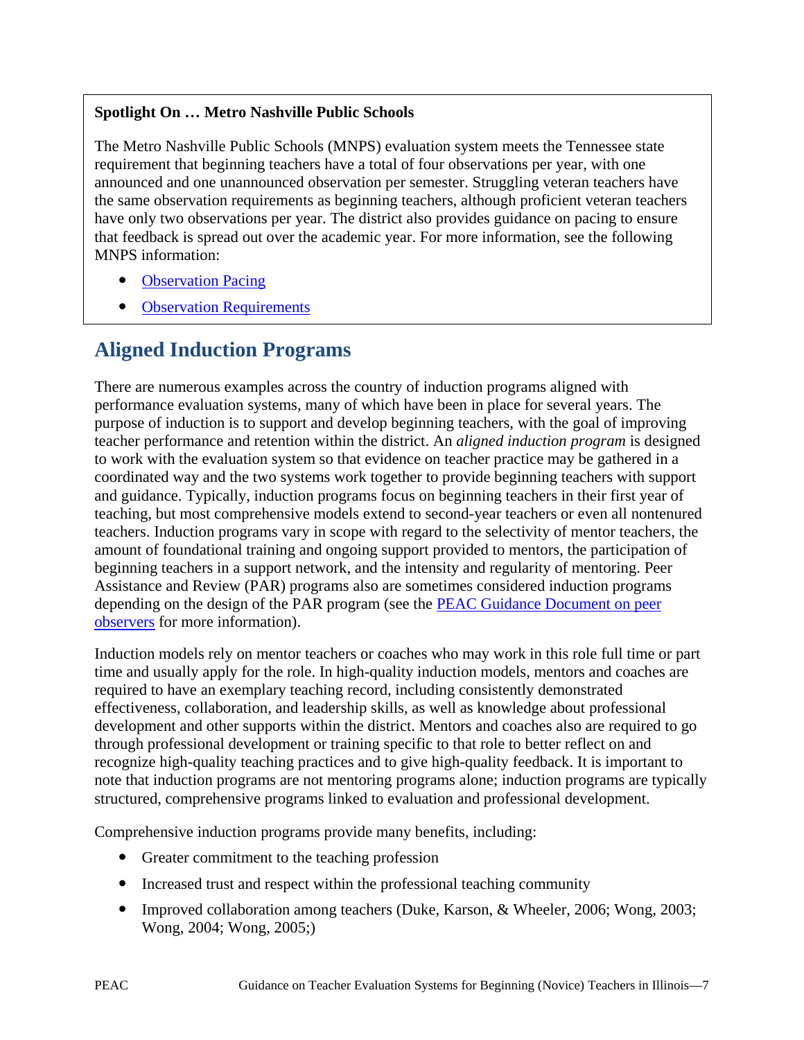**Spotlight On … Metro Nashville Public Schools**

The Metro Nashville Public Schools (MNPS) evaluation system meets the Tennessee state requirement that beginning teachers have a total of four observations per year, with one announced and one unannounced observation per semester. Struggling veteran teachers have the same observation requirements as beginning teachers, although proficient veteran teachers have only two observations per year. The district also provides guidance on pacing to ensure that feedback is spread out over the academic year. For more information, see the following MNPS information:

- Observation Pacing
- Observation Requirements

## Aligned Induction Programs

There are numerous examples across the country of induction programs aligned with performance evaluation systems, many of which have been in place for several years. The purpose of induction is to support and develop beginning teachers, with the goal of improving teacher performance and retention within the district. An *aligned induction program* is designed to work with the evaluation system so that evidence on teacher practice may be gathered in a coordinated way and the two systems work together to provide beginning teachers with support and guidance. Typically, induction programs focus on beginning teachers in their first year of teaching, but most comprehensive models extend to second-year teachers or even all nontenured teachers. Induction programs vary in scope with regard to the selectivity of mentor teachers, the amount of foundational training and ongoing support provided to mentors, the participation of beginning teachers in a support network, and the intensity and regularity of mentoring. Peer Assistance and Review (PAR) programs also are sometimes considered induction programs depending on the design of the PAR program (see the PEAC Guidance Document on peer observers for more information).

Induction models rely on mentor teachers or coaches who may work in this role full time or part time and usually apply for the role. In high-quality induction models, mentors and coaches are required to have an exemplary teaching record, including consistently demonstrated effectiveness, collaboration, and leadership skills, as well as knowledge about professional development and other supports within the district. Mentors and coaches also are required to go through professional development or training specific to that role to better reflect on and recognize high-quality teaching practices and to give high-quality feedback. It is important to note that induction programs are not mentoring programs alone; induction programs are typically structured, comprehensive programs linked to evaluation and professional development.

Comprehensive induction programs provide many benefits, including:

- Greater commitment to the teaching profession
- Increased trust and respect within the professional teaching community
- Improved collaboration among teachers (Duke, Karson, & Wheeler, 2006; Wong, 2003; Wong, 2004; Wong, 2005;)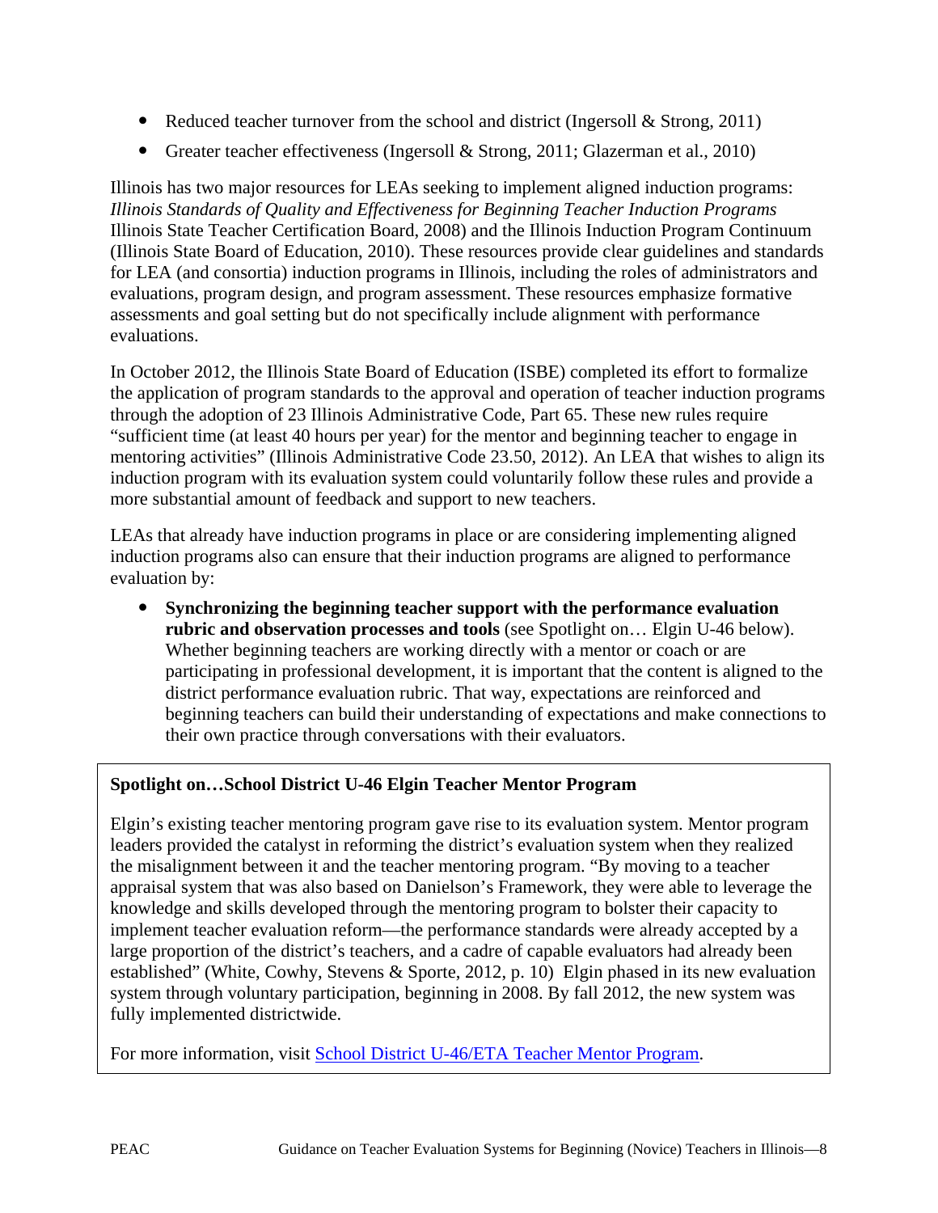- Reduced teacher turnover from the school and district (Ingersoll & Strong, 2011)
- Greater teacher effectiveness (Ingersoll & Strong, 2011; Glazerman et al., 2010)

Illinois has two major resources for LEAs seeking to implement aligned induction programs: *Illinois Standards of Quality and Effectiveness for Beginning Teacher Induction Programs* Illinois State Teacher Certification Board, 2008) and the Illinois Induction Program Continuum (Illinois State Board of Education, 2010). These resources provide clear guidelines and standards for LEA (and consortia) induction programs in Illinois, including the roles of administrators and evaluations, program design, and program assessment. These resources emphasize formative assessments and goal setting but do not specifically include alignment with performance evaluations.

In October 2012, the Illinois State Board of Education (ISBE) completed its effort to formalize the application of program standards to the approval and operation of teacher induction programs through the adoption of 23 Illinois Administrative Code, Part 65. These new rules require "sufficient time (at least 40 hours per year) for the mentor and beginning teacher to engage in mentoring activities" (Illinois Administrative Code 23.50, 2012). An LEA that wishes to align its induction program with its evaluation system could voluntarily follow these rules and provide a more substantial amount of feedback and support to new teachers.

LEAs that already have induction programs in place or are considering implementing aligned induction programs also can ensure that their induction programs are aligned to performance evaluation by:

- **Synchronizing the beginning teacher support with the performance evaluation rubric and observation processes and tools** (see Spotlight on… Elgin U-46 below). Whether beginning teachers are working directly with a mentor or coach or are participating in professional development, it is important that the content is aligned to the district performance evaluation rubric. That way, expectations are reinforced and beginning teachers can build their understanding of expectations and make connections to their own practice through conversations with their evaluators.

**Spotlight on…School District U-46 Elgin Teacher Mentor Program**

Elgin's existing teacher mentoring program gave rise to its evaluation system. Mentor program leaders provided the catalyst in reforming the district's evaluation system when they realized the misalignment between it and the teacher mentoring program. "By moving to a teacher appraisal system that was also based on Danielson's Framework, they were able to leverage the knowledge and skills developed through the mentoring program to bolster their capacity to implement teacher evaluation reform—the performance standards were already accepted by a large proportion of the district's teachers, and a cadre of capable evaluators had already been established" (White, Cowhy, Stevens & Sporte, 2012, p. 10) Elgin phased in its new evaluation system through voluntary participation, beginning in 2008. By fall 2012, the new system was fully implemented districtwide.

For more information, visit School District U-46/ETA Teacher Mentor Program.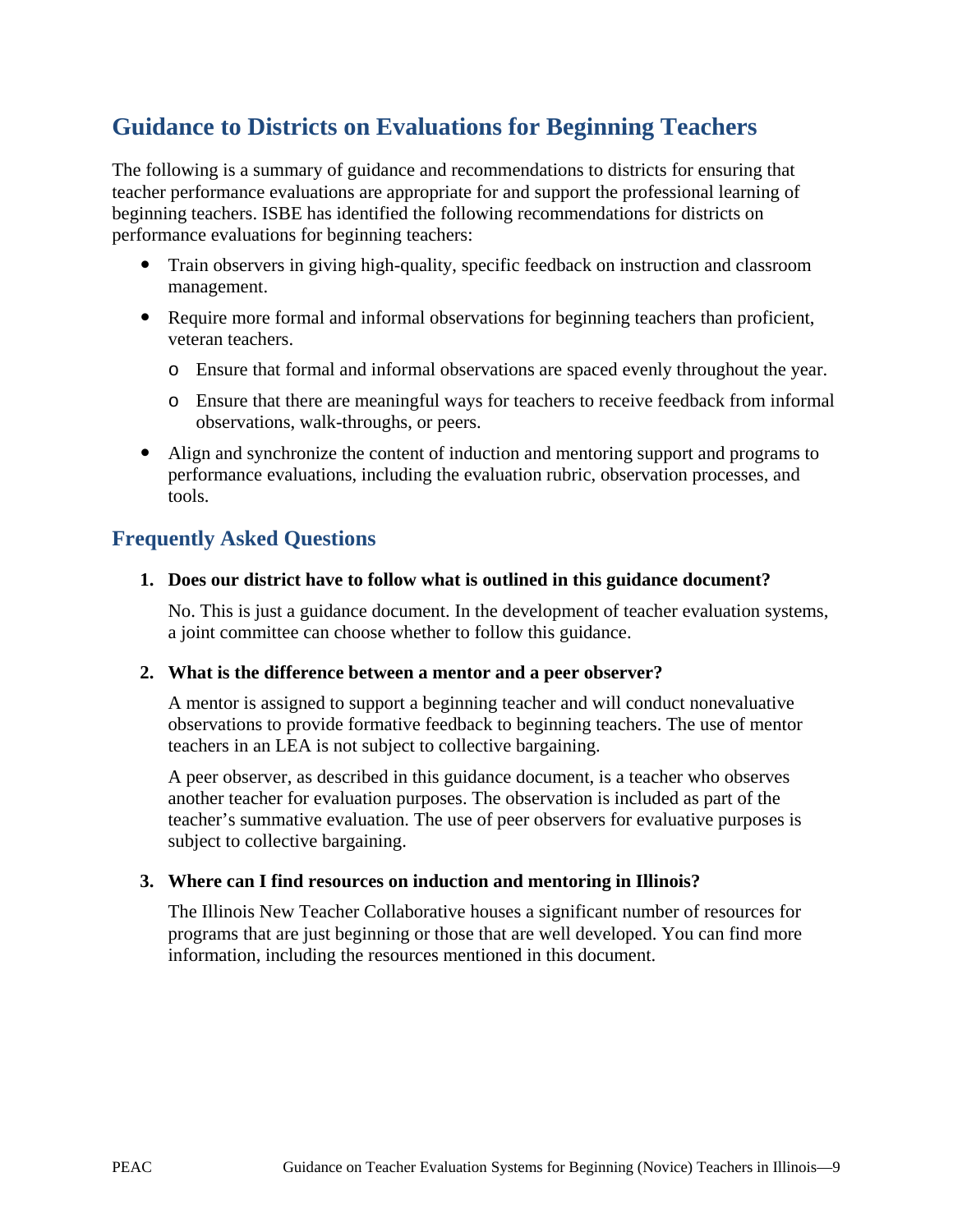## Guidance to Districts on Evaluations for Beginning Teachers

The following is a summary of guidance and recommendations to districts for ensuring that teacher performance evaluations are appropriate for and support the professional learning of beginning teachers. ISBE has identified the following recommendations for districts on performance evaluations for beginning teachers:

- Train observers in giving high-quality, specific feedback on instruction and classroom management.
- Require more formal and informal observations for beginning teachers than proficient, veteran teachers.
  - Ensure that formal and informal observations are spaced evenly throughout the year.
  - Ensure that there are meaningful ways for teachers to receive feedback from informal observations, walk-throughs, or peers.
- Align and synchronize the content of induction and mentoring support and programs to performance evaluations, including the evaluation rubric, observation processes, and tools.

### Frequently Asked Questions

1. **Does our district have to follow what is outlined in this guidance document?**

   No. This is just a guidance document. In the development of teacher evaluation systems, a joint committee can choose whether to follow this guidance.

2. **What is the difference between a mentor and a peer observer?**

   A mentor is assigned to support a beginning teacher and will conduct nonevaluative observations to provide formative feedback to beginning teachers. The use of mentor teachers in an LEA is not subject to collective bargaining.

   A peer observer, as described in this guidance document, is a teacher who observes another teacher for evaluation purposes. The observation is included as part of the teacher's summative evaluation. The use of peer observers for evaluative purposes is subject to collective bargaining.

3. **Where can I find resources on induction and mentoring in Illinois?**

   The Illinois New Teacher Collaborative houses a significant number of resources for programs that are just beginning or those that are well developed. You can find more information, including the resources mentioned in this document.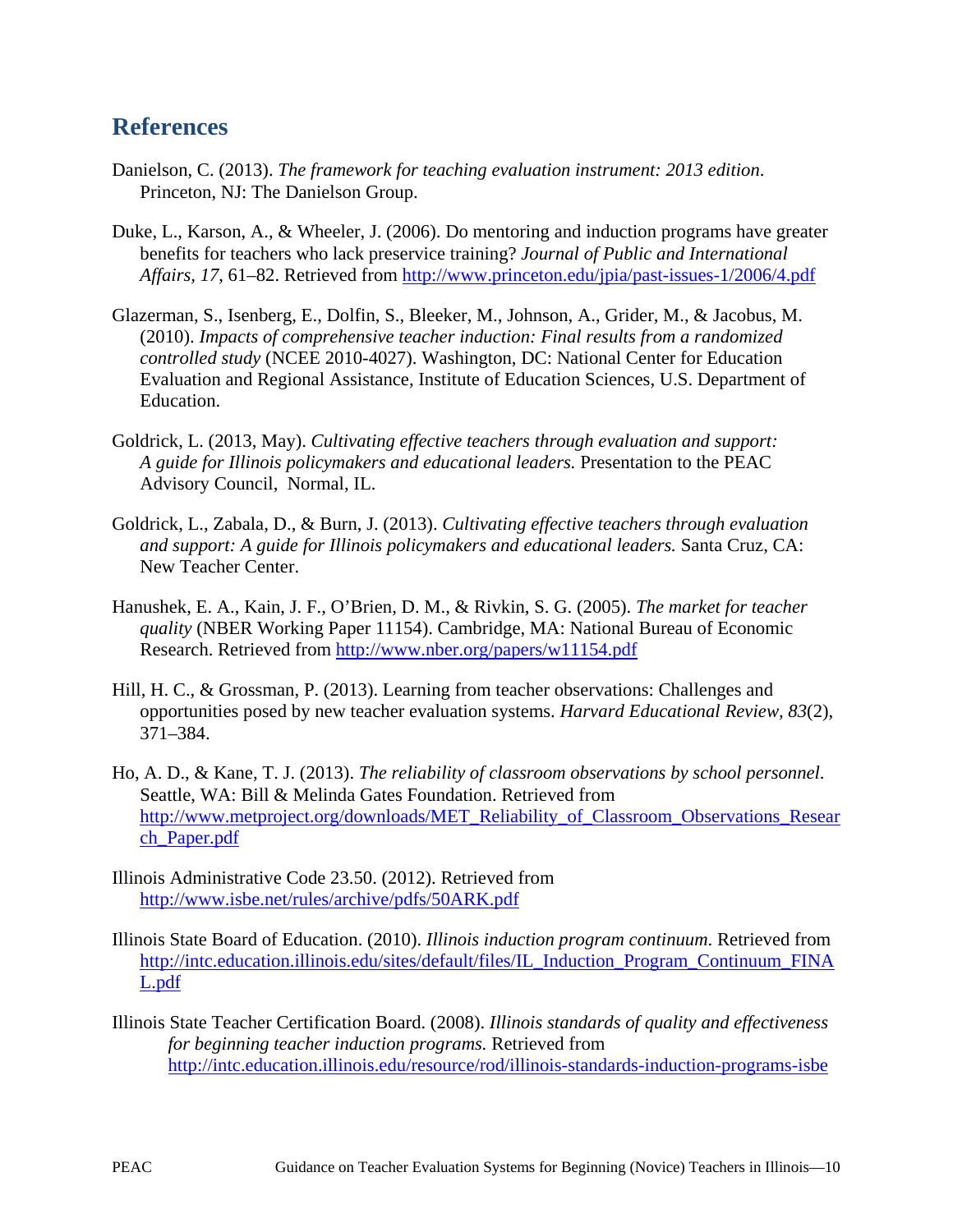## References

Danielson, C. (2013). *The framework for teaching evaluation instrument: 2013 edition*. Princeton, NJ: The Danielson Group.

Duke, L., Karson, A., & Wheeler, J. (2006). Do mentoring and induction programs have greater benefits for teachers who lack preservice training? *Journal of Public and International Affairs, 17*, 61–82. Retrieved from http://www.princeton.edu/jpia/past-issues-1/2006/4.pdf

Glazerman, S., Isenberg, E., Dolfin, S., Bleeker, M., Johnson, A., Grider, M., & Jacobus, M. (2010). *Impacts of comprehensive teacher induction: Final results from a randomized controlled study* (NCEE 2010-4027). Washington, DC: National Center for Education Evaluation and Regional Assistance, Institute of Education Sciences, U.S. Department of Education.

Goldrick, L. (2013, May). *Cultivating effective teachers through evaluation and support: A guide for Illinois policymakers and educational leaders.* Presentation to the PEAC Advisory Council, Normal, IL.

Goldrick, L., Zabala, D., & Burn, J. (2013). *Cultivating effective teachers through evaluation and support: A guide for Illinois policymakers and educational leaders.* Santa Cruz, CA: New Teacher Center.

Hanushek, E. A., Kain, J. F., O'Brien, D. M., & Rivkin, S. G. (2005). *The market for teacher quality* (NBER Working Paper 11154). Cambridge, MA: National Bureau of Economic Research. Retrieved from http://www.nber.org/papers/w11154.pdf

Hill, H. C., & Grossman, P. (2013). Learning from teacher observations: Challenges and opportunities posed by new teacher evaluation systems. *Harvard Educational Review, 83*(2), 371–384.

Ho, A. D., & Kane, T. J. (2013). *The reliability of classroom observations by school personnel*. Seattle, WA: Bill & Melinda Gates Foundation. Retrieved from http://www.metproject.org/downloads/MET_Reliability_of_Classroom_Observations_Research_Paper.pdf

Illinois Administrative Code 23.50. (2012). Retrieved from http://www.isbe.net/rules/archive/pdfs/50ARK.pdf

Illinois State Board of Education. (2010). *Illinois induction program continuum*. Retrieved from http://intc.education.illinois.edu/sites/default/files/IL_Induction_Program_Continuum_FINAL.pdf

Illinois State Teacher Certification Board. (2008). *Illinois standards of quality and effectiveness for beginning teacher induction programs.* Retrieved from http://intc.education.illinois.edu/resource/rod/illinois-standards-induction-programs-isbe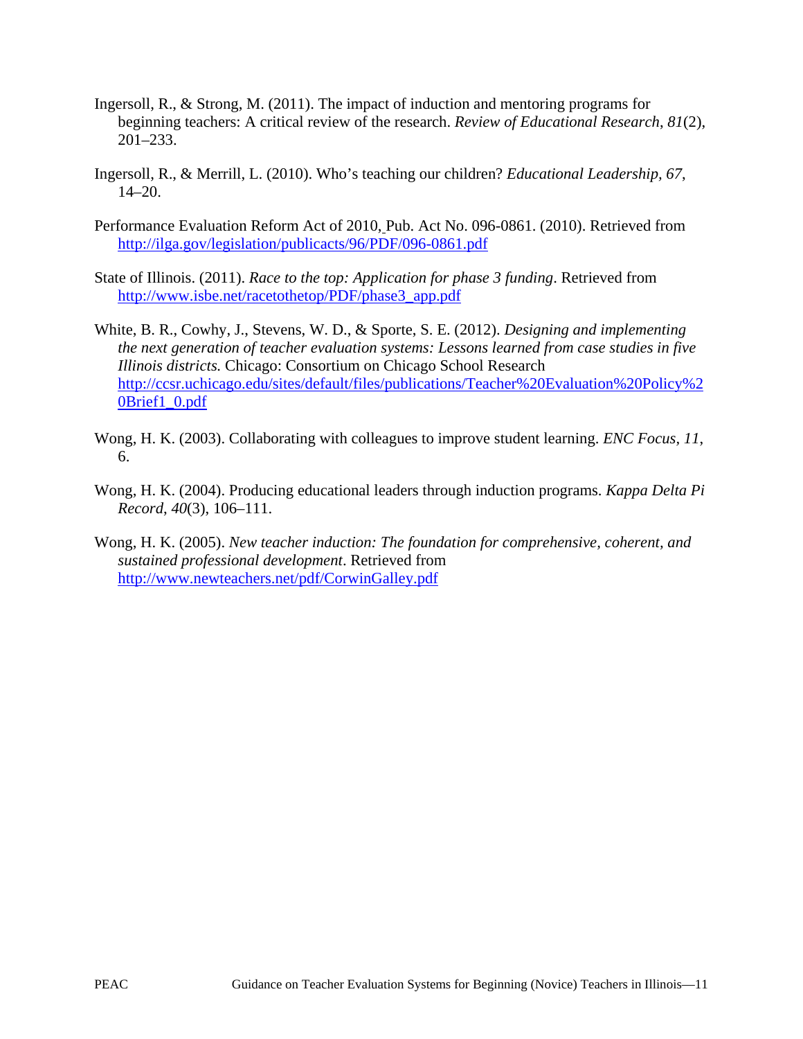Ingersoll, R., & Strong, M. (2011). The impact of induction and mentoring programs for beginning teachers: A critical review of the research. *Review of Educational Research*, *81*(2), 201–233.

Ingersoll, R., & Merrill, L. (2010). Who's teaching our children? *Educational Leadership, 67*, 14–20.

Performance Evaluation Reform Act of 2010, Pub. Act No. 096-0861. (2010). Retrieved from http://ilga.gov/legislation/publicacts/96/PDF/096-0861.pdf

State of Illinois. (2011). *Race to the top: Application for phase 3 funding*. Retrieved from http://www.isbe.net/racetothetop/PDF/phase3_app.pdf

White, B. R., Cowhy, J., Stevens, W. D., & Sporte, S. E. (2012). *Designing and implementing the next generation of teacher evaluation systems: Lessons learned from case studies in five Illinois districts.* Chicago: Consortium on Chicago School Research http://ccsr.uchicago.edu/sites/default/files/publications/Teacher%20Evaluation%20Policy%20Brief1_0.pdf

Wong, H. K. (2003). Collaborating with colleagues to improve student learning. *ENC Focus, 11*, 6.

Wong, H. K. (2004). Producing educational leaders through induction programs. *Kappa Delta Pi Record*, *40*(3), 106–111.

Wong, H. K. (2005). *New teacher induction: The foundation for comprehensive, coherent, and sustained professional development*. Retrieved from http://www.newteachers.net/pdf/CorwinGalley.pdf